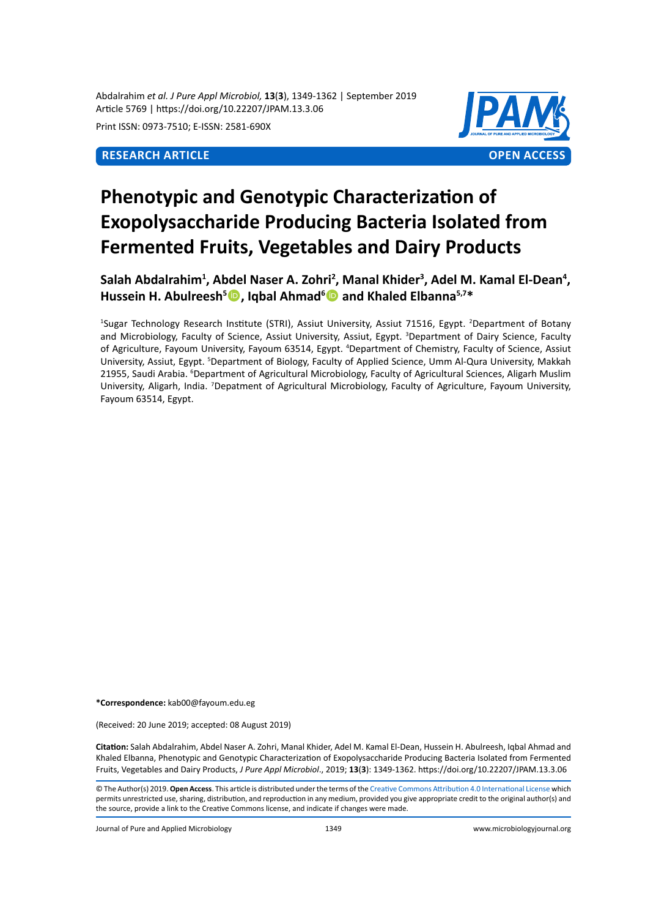Abdalrahim *et al. J Pure Appl Microbiol,* **13**(**3**), 1349-1362 | September 2019
Article 5769 | https://doi.org/10.22207/JPAM.13.3.06

Print ISSN: 0973-7510; E-ISSN: 2581-690X

**RESEARCH ARTICLE** **OPEN ACCESS**

# Phenotypic and Genotypic Characterization of Exopolysaccharide Producing Bacteria Isolated from Fermented Fruits, Vegetables and Dairy Products

**Salah Abdalrahim[1], Abdel Naser A. Zohri[2], Manal Khider[3], Adel M. Kamal El-Dean[4], Hussein H. Abulreesh[5], Iqbal Ahmad[6] and Khaled Elbanna[5,7]***

[1]Sugar Technology Research Institute (STRI), Assiut University, Assiut 71516, Egypt. [2]Department of Botany and Microbiology, Faculty of Science, Assiut University, Assiut, Egypt. [3]Department of Dairy Science, Faculty of Agriculture, Fayoum University, Fayoum 63514, Egypt. [4]Department of Chemistry, Faculty of Science, Assiut University, Assiut, Egypt. [5]Department of Biology, Faculty of Applied Science, Umm Al-Qura University, Makkah 21955, Saudi Arabia. [6]Department of Agricultural Microbiology, Faculty of Agricultural Sciences, Aligarh Muslim University, Aligarh, India. [7]Depatment of Agricultural Microbiology, Faculty of Agriculture, Fayoum University, Fayoum 63514, Egypt.

***Correspondence:** kab00@fayoum.edu.eg

(Received: 20 June 2019; accepted: 08 August 2019)

**Citation:** Salah Abdalrahim, Abdel Naser A. Zohri, Manal Khider, Adel M. Kamal El-Dean, Hussein H. Abulreesh, Iqbal Ahmad and Khaled Elbanna, Phenotypic and Genotypic Characterization of Exopolysaccharide Producing Bacteria Isolated from Fermented Fruits, Vegetables and Dairy Products, *J Pure Appl Microbiol*., 2019; **13**(**3**): 1349-1362. https://doi.org/10.22207/JPAM.13.3.06

© The Author(s) 2019. **Open Access**. This article is distributed under the terms of the Creative Commons Attribution 4.0 International License which permits unrestricted use, sharing, distribution, and reproduction in any medium, provided you give appropriate credit to the original author(s) and the source, provide a link to the Creative Commons license, and indicate if changes were made.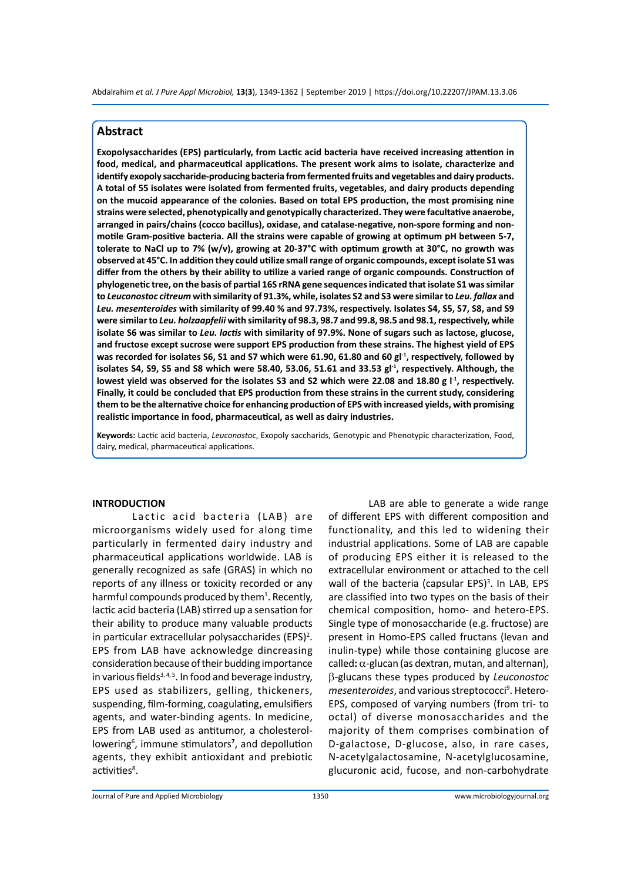## Abstract

**Exopolysaccharides (EPS) particularly, from Lactic acid bacteria have received increasing attention in food, medical, and pharmaceutical applications. The present work aims to isolate, characterize and identify exopoly saccharide-producing bacteria from fermented fruits and vegetables and dairy products. A total of 55 isolates were isolated from fermented fruits, vegetables, and dairy products depending on the mucoid appearance of the colonies. Based on total EPS production, the most promising nine strains were selected, phenotypically and genotypically characterized. They were facultative anaerobe, arranged in pairs/chains (cocco bacillus), oxidase, and catalase-negative, non-spore forming and non-motile Gram-positive bacteria. All the strains were capable of growing at optimum pH between 5-7, tolerate to NaCl up to 7% (w/v), growing at 20-37°C with optimum growth at 30°C, no growth was observed at 45°C. In addition they could utilize small range of organic compounds, except isolate S1 was differ from the others by their ability to utilize a varied range of organic compounds. Construction of phylogenetic tree, on the basis of partial 16S rRNA gene sequences indicated that isolate S1 was similar to *Leuconostoc citreum* with similarity of 91.3%, while, isolates S2 and S3 were similar to *Leu. fallax* and *Leu. mesenteroides* with similarity of 99.40 % and 97.73%, respectively. Isolates S4, S5, S7, S8, and S9 were similar to *Leu. holzaapfelii* with similarity of 98.3, 98.7 and 99.8, 98.5 and 98.1, respectively, while isolate S6 was similar to *Leu. lactis* with similarity of 97.9%. None of sugars such as lactose, glucose, and fructose except sucrose were support EPS production from these strains. The highest yield of EPS was recorded for isolates S6, S1 and S7 which were 61.90, 61.80 and 60 $gl^{-1}$, respectively, followed by isolates S4, S9, S5 and S8 which were 58.40, 53.06, 51.61 and 33.53 $gl^{-1}$, respectively. Although, the lowest yield was observed for the isolates S3 and S2 which were 22.08 and 18.80 $g\ l^{-1}$, respectively. Finally, it could be concluded that EPS production from these strains in the current study, considering them to be the alternative choice for enhancing production of EPS with increased yields, with promising realistic importance in food, pharmaceutical, as well as dairy industries.**

**Keywords:** Lactic acid bacteria, *Leuconostoc*, Exopoly saccharids, Genotypic and Phenotypic characterization, Food, dairy, medical, pharmaceutical applications.

## INTRODUCTION

Lactic acid bacteria (LAB) are microorganisms widely used for along time particularly in fermented dairy industry and pharmaceutical applications worldwide. LAB is generally recognized as safe (GRAS) in which no reports of any illness or toxicity recorded or any harmful compounds produced by them[1]. Recently, lactic acid bacteria (LAB) stirred up a sensation for their ability to produce many valuable products in particular extracellular polysaccharides (EPS)[2]. EPS from LAB have acknowledge dincreasing consideration because of their budding importance in various fields[3, 4, 5]. In food and beverage industry, EPS used as stabilizers, gelling, thickeners, suspending, film-forming, coagulating, emulsifiers agents, and water-binding agents. In medicine, EPS from LAB used as antitumor, a cholesterol-lowering[6], immune stimulators[7], and depollution agents, they exhibit antioxidant and prebiotic activities[8].

LAB are able to generate a wide range of different EPS with different composition and functionality, and this led to widening their industrial applications. Some of LAB are capable of producing EPS either it is released to the extracellular environment or attached to the cell wall of the bacteria (capsular EPS)[3]. In LAB, EPS are classified into two types on the basis of their chemical composition, homo- and hetero-EPS. Single type of monosaccharide (e.g. fructose) are present in Homo-EPS called fructans (levan and inulin-type) while those containing glucose are called**:** $\alpha$-glucan (as dextran, mutan, and alternan), $\beta$-glucans these types produced by *Leuconostoc mesenteroides*, and various streptococci[9]. Hetero-EPS, composed of varying numbers (from tri- to octal) of diverse monosaccharides and the majority of them comprises combination of D-galactose, D-glucose, also, in rare cases, N-acetylgalactosamine, N-acetylglucosamine, glucuronic acid, fucose, and non-carbohydrate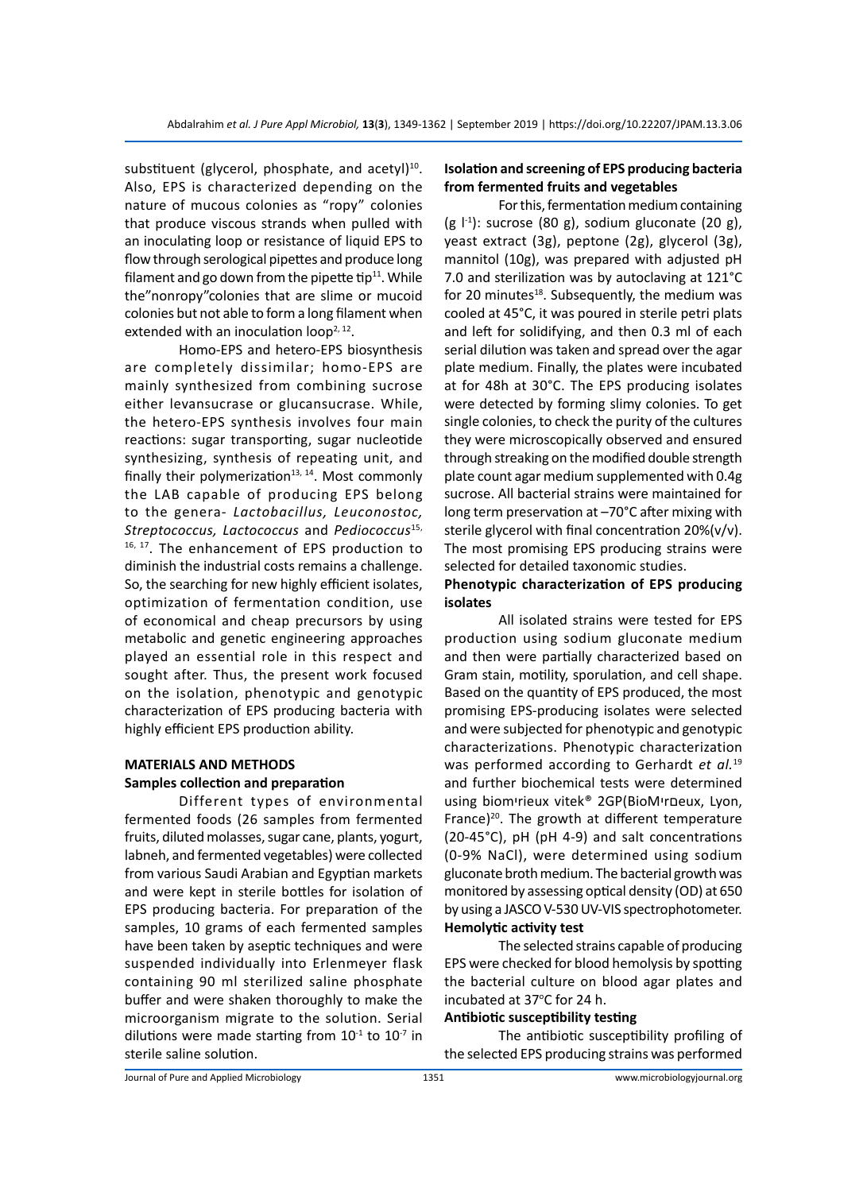substituent (glycerol, phosphate, and acetyl)[10]. Also, EPS is characterized depending on the nature of mucous colonies as "ropy" colonies that produce viscous strands when pulled with an inoculating loop or resistance of liquid EPS to flow through serological pipettes and produce long filament and go down from the pipette tip[11]. While the"nonropy"colonies that are slime or mucoid colonies but not able to form a long filament when extended with an inoculation loop[2, 12].

Homo-EPS and hetero-EPS biosynthesis are completely dissimilar; homo-EPS are mainly synthesized from combining sucrose either levansucrase or glucansucrase. While, the hetero-EPS synthesis involves four main reactions: sugar transporting, sugar nucleotide synthesizing, synthesis of repeating unit, and finally their polymerization[13, 14]. Most commonly the LAB capable of producing EPS belong to the genera- *Lactobacillus, Leuconostoc, Streptococcus, Lactococcus* and *Pediococcus*[15, 16, 17]. The enhancement of EPS production to diminish the industrial costs remains a challenge. So, the searching for new highly efficient isolates, optimization of fermentation condition, use of economical and cheap precursors by using metabolic and genetic engineering approaches played an essential role in this respect and sought after. Thus, the present work focused on the isolation, phenotypic and genotypic characterization of EPS producing bacteria with highly efficient EPS production ability.

## MATERIALS AND METHODS

### Samples collection and preparation

Different types of environmental fermented foods (26 samples from fermented fruits, diluted molasses, sugar cane, plants, yogurt, labneh, and fermented vegetables) were collected from various Saudi Arabian and Egyptian markets and were kept in sterile bottles for isolation of EPS producing bacteria. For preparation of the samples, 10 grams of each fermented samples have been taken by aseptic techniques and were suspended individually into Erlenmeyer flask containing 90 ml sterilized saline phosphate buffer and were shaken thoroughly to make the microorganism migrate to the solution. Serial dilutions were made starting from $10^{-1}$ to $10^{-7}$ in sterile saline solution.

### Isolation and screening of EPS producing bacteria from fermented fruits and vegetables

For this, fermentation medium containing (g $l^{-1}$): sucrose (80 g), sodium gluconate (20 g), yeast extract (3g), peptone (2g), glycerol (3g), mannitol (10g), was prepared with adjusted pH 7.0 and sterilization was by autoclaving at 121°C for 20 minutes[18]. Subsequently, the medium was cooled at 45°C, it was poured in sterile petri plats and left for solidifying, and then 0.3 ml of each serial dilution was taken and spread over the agar plate medium. Finally, the plates were incubated at for 48h at 30°C. The EPS producing isolates were detected by forming slimy colonies. To get single colonies, to check the purity of the cultures they were microscopically observed and ensured through streaking on the modified double strength plate count agar medium supplemented with 0.4g sucrose. All bacterial strains were maintained for long term preservation at –70°C after mixing with sterile glycerol with final concentration 20%(v/v). The most promising EPS producing strains were selected for detailed taxonomic studies.

### Phenotypic characterization of EPS producing isolates

All isolated strains were tested for EPS production using sodium gluconate medium and then were partially characterized based on Gram stain, motility, sporulation, and cell shape. Based on the quantity of EPS produced, the most promising EPS-producing isolates were selected and were subjected for phenotypic and genotypic characterizations. Phenotypic characterization was performed according to Gerhardt *et al.*[19] and further biochemical tests were determined using biomׅrieux vitek® 2GP(BioMׅrieux, Lyon, France)[20]. The growth at different temperature (20-45°C), pH (pH 4-9) and salt concentrations (0-9% NaCl), were determined using sodium gluconate broth medium. The bacterial growth was monitored by assessing optical density (OD) at 650 by using a JASCO V-530 UV-VIS spectrophotometer.

### Hemolytic activity test

The selected strains capable of producing EPS were checked for blood hemolysis by spotting the bacterial culture on blood agar plates and incubated at 37°C for 24 h.

### Antibiotic susceptibility testing

The antibiotic susceptibility profiling of the selected EPS producing strains was performed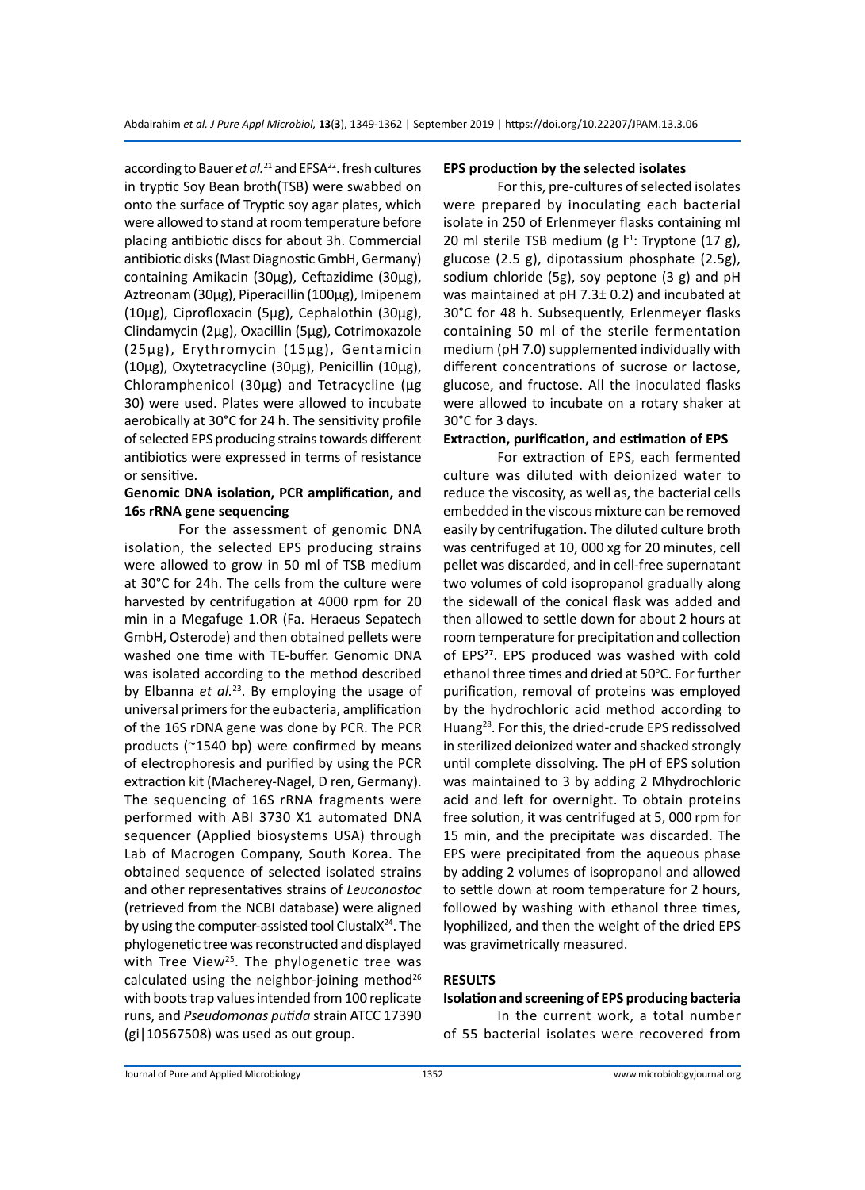according to Bauer *et al.*[21] and EFSA[22]. fresh cultures in tryptic Soy Bean broth(TSB) were swabbed on onto the surface of Tryptic soy agar plates, which were allowed to stand at room temperature before placing antibiotic discs for about 3h. Commercial antibiotic disks (Mast Diagnostic GmbH, Germany) containing Amikacin (30µg), Ceftazidime (30µg), Aztreonam (30µg), Piperacillin (100µg), Imipenem (10µg), Ciprofloxacin (5µg), Cephalothin (30µg), Clindamycin (2µg), Oxacillin (5µg), Cotrimoxazole (25µg), Erythromycin (15µg), Gentamicin (10µg), Oxytetracycline (30µg), Penicillin (10µg), Chloramphenicol (30µg) and Tetracycline (µg 30) were used. Plates were allowed to incubate aerobically at 30°C for 24 h. The sensitivity profile of selected EPS producing strains towards different antibiotics were expressed in terms of resistance or sensitive.

**Genomic DNA isolation, PCR amplification, and 16s rRNA gene sequencing**

For the assessment of genomic DNA isolation, the selected EPS producing strains were allowed to grow in 50 ml of TSB medium at 30°C for 24h. The cells from the culture were harvested by centrifugation at 4000 rpm for 20 min in a Megafuge 1.OR (Fa. Heraeus Sepatech GmbH, Osterode) and then obtained pellets were washed one time with TE-buffer. Genomic DNA was isolated according to the method described by Elbanna *et al.*[23]. By employing the usage of universal primers for the eubacteria, amplification of the 16S rDNA gene was done by PCR. The PCR products (~1540 bp) were confirmed by means of electrophoresis and purified by using the PCR extraction kit (Macherey-Nagel, D ren, Germany). The sequencing of 16S rRNA fragments were performed with ABI 3730 X1 automated DNA sequencer (Applied biosystems USA) through Lab of Macrogen Company, South Korea. The obtained sequence of selected isolated strains and other representatives strains of *Leuconostoc* (retrieved from the NCBI database) were aligned by using the computer-assisted tool ClustalX[24]. The phylogenetic tree was reconstructed and displayed with Tree View[25]. The phylogenetic tree was calculated using the neighbor-joining method[26] with boots trap values intended from 100 replicate runs, and *Pseudomonas putida* strain ATCC 17390 (gi|10567508) was used as out group.

**EPS production by the selected isolates**

For this, pre-cultures of selected isolates were prepared by inoculating each bacterial isolate in 250 of Erlenmeyer flasks containing ml 20 ml sterile TSB medium (g $l^{-1}$: Tryptone (17 g), glucose (2.5 g), dipotassium phosphate (2.5g), sodium chloride (5g), soy peptone (3 g) and pH was maintained at pH 7.3± 0.2) and incubated at 30°C for 48 h. Subsequently, Erlenmeyer flasks containing 50 ml of the sterile fermentation medium (pH 7.0) supplemented individually with different concentrations of sucrose or lactose, glucose, and fructose. All the inoculated flasks were allowed to incubate on a rotary shaker at 30°C for 3 days.

**Extraction, purification, and estimation of EPS**

For extraction of EPS, each fermented culture was diluted with deionized water to reduce the viscosity, as well as, the bacterial cells embedded in the viscous mixture can be removed easily by centrifugation. The diluted culture broth was centrifuged at 10, 000 xg for 20 minutes, cell pellet was discarded, and in cell-free supernatant two volumes of cold isopropanol gradually along the sidewall of the conical flask was added and then allowed to settle down for about 2 hours at room temperature for precipitation and collection of EPS[27]. EPS produced was washed with cold ethanol three times and dried at 50°C. For further purification, removal of proteins was employed by the hydrochloric acid method according to Huang[28]. For this, the dried-crude EPS redissolved in sterilized deionized water and shacked strongly until complete dissolving. The pH of EPS solution was maintained to 3 by adding 2 Mhydrochloric acid and left for overnight. To obtain proteins free solution, it was centrifuged at 5, 000 rpm for 15 min, and the precipitate was discarded. The EPS were precipitated from the aqueous phase by adding 2 volumes of isopropanol and allowed to settle down at room temperature for 2 hours, followed by washing with ethanol three times, lyophilized, and then the weight of the dried EPS was gravimetrically measured.

## RESULTS

**Isolation and screening of EPS producing bacteria**

In the current work, a total number of 55 bacterial isolates were recovered from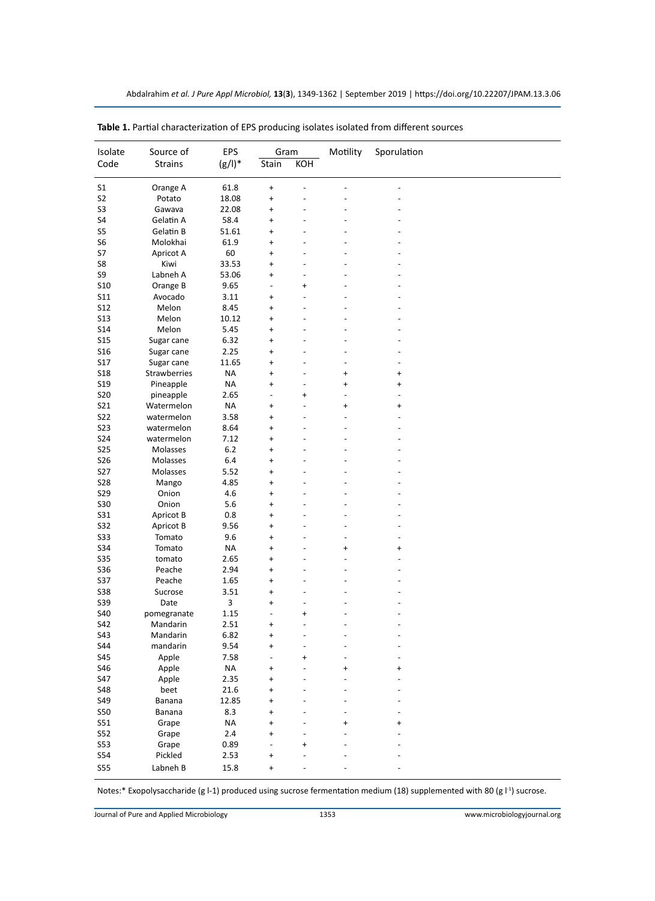**Table 1.** Partial characterization of EPS producing isolates isolated from different sources

| Isolate Code | Source of Strains | EPS (g/l)* | Gram | | Motility | Sporulation |
|---|---|---|---|---|---|---|
| | | | Stain | KOH | | |
| S1 | Orange A | 61.8 | + | - | - | - |
| S2 | Potato | 18.08 | + | - | - | - |
| S3 | Gawava | 22.08 | + | - | - | - |
| S4 | Gelatin A | 58.4 | + | - | - | - |
| S5 | Gelatin B | 51.61 | + | - | - | - |
| S6 | Molokhai | 61.9 | + | - | - | - |
| S7 | Apricot A | 60 | + | - | - | - |
| S8 | Kiwi | 33.53 | + | - | - | - |
| S9 | Labneh A | 53.06 | + | - | - | - |
| S10 | Orange B | 9.65 | - | + | - | - |
| S11 | Avocado | 3.11 | + | - | - | - |
| S12 | Melon | 8.45 | + | - | - | - |
| S13 | Melon | 10.12 | + | - | - | - |
| S14 | Melon | 5.45 | + | - | - | - |
| S15 | Sugar cane | 6.32 | + | - | - | - |
| S16 | Sugar cane | 2.25 | + | - | - | - |
| S17 | Sugar cane | 11.65 | + | - | - | - |
| S18 | Strawberries | NA | + | - | + | + |
| S19 | Pineapple | NA | + | - | + | + |
| S20 | pineapple | 2.65 | - | + | - | - |
| S21 | Watermelon | NA | + | - | + | + |
| S22 | watermelon | 3.58 | + | - | - | - |
| S23 | watermelon | 8.64 | + | - | - | - |
| S24 | watermelon | 7.12 | + | - | - | - |
| S25 | Molasses | 6.2 | + | - | - | - |
| S26 | Molasses | 6.4 | + | - | - | - |
| S27 | Molasses | 5.52 | + | - | - | - |
| S28 | Mango | 4.85 | + | - | - | - |
| S29 | Onion | 4.6 | + | - | - | - |
| S30 | Onion | 5.6 | + | - | - | - |
| S31 | Apricot B | 0.8 | + | - | - | - |
| S32 | Apricot B | 9.56 | + | - | - | - |
| S33 | Tomato | 9.6 | + | - | - | - |
| S34 | Tomato | NA | + | - | + | + |
| S35 | tomato | 2.65 | + | - | - | - |
| S36 | Peache | 2.94 | + | - | - | - |
| S37 | Peache | 1.65 | + | - | - | - |
| S38 | Sucrose | 3.51 | + | - | - | - |
| S39 | Date | 3 | + | - | - | - |
| S40 | pomegranate | 1.15 | - | + | - | - |
| S42 | Mandarin | 2.51 | + | - | - | - |
| S43 | Mandarin | 6.82 | + | - | - | - |
| S44 | mandarin | 9.54 | + | - | - | - |
| S45 | Apple | 7.58 | - | + | - | - |
| S46 | Apple | NA | + | - | + | + |
| S47 | Apple | 2.35 | + | - | - | - |
| S48 | beet | 21.6 | + | - | - | - |
| S49 | Banana | 12.85 | + | - | - | - |
| S50 | Banana | 8.3 | + | - | - | - |
| S51 | Grape | NA | + | - | + | + |
| S52 | Grape | 2.4 | + | - | - | - |
| S53 | Grape | 0.89 | - | + | - | - |
| S54 | Pickled | 2.53 | + | - | - | - |
| S55 | Labneh B | 15.8 | + | - | - | - |

Notes:* Exopolysaccharide (g l-1) produced using sucrose fermentation medium (18) supplemented with 80 (g $l^{-1}$) sucrose.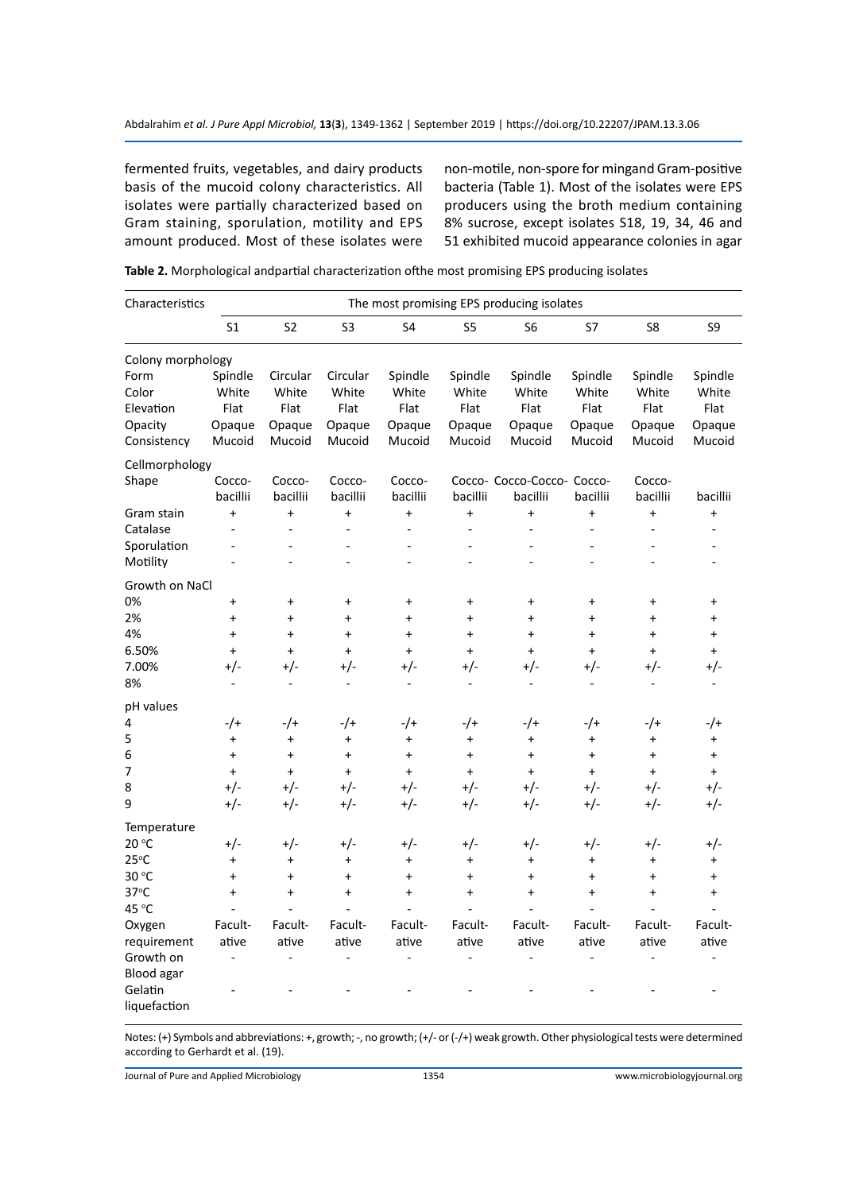fermented fruits, vegetables, and dairy products basis of the mucoid colony characteristics. All isolates were partially characterized based on Gram staining, sporulation, motility and EPS amount produced. Most of these isolates were non-motile, non-spore for mingand Gram-positive bacteria (Table 1). Most of the isolates were EPS producers using the broth medium containing 8% sucrose, except isolates S18, 19, 34, 46 and 51 exhibited mucoid appearance colonies in agar

**Table 2.** Morphological andpartial characterization ofthe most promising EPS producing isolates

| Characteristics | The most promising EPS producing isolates | | | | | | | | |
|---|---|---|---|---|---|---|---|---|---|
| | S1 | S2 | S3 | S4 | S5 | S6 | S7 | S8 | S9 |
| Colony morphology | | | | | | | | | |
| Form | Spindle | Circular | Circular | Spindle | Spindle | Spindle | Spindle | Spindle | Spindle |
| Color | White | White | White | White | White | White | White | White | White |
| Elevation | Flat | Flat | Flat | Flat | Flat | Flat | Flat | Flat | Flat |
| Opacity | Opaque | Opaque | Opaque | Opaque | Opaque | Opaque | Opaque | Opaque | Opaque |
| Consistency | Mucoid | Mucoid | Mucoid | Mucoid | Mucoid | Mucoid | Mucoid | Mucoid | Mucoid |
| Cellmorphology | | | | | | | | | |
| Shape | Cocco-bacillii | Cocco-bacillii | Cocco-bacillii | Cocco-bacillii | Cocco-bacillii | Cocco-Cocco-bacillii | Cocco-bacillii | Cocco-bacillii | bacillii |
| Gram stain | + | + | + | + | + | + | + | + | + |
| Catalase | - | - | - | - | - | - | - | - | - |
| Sporulation | - | - | - | - | - | - | - | - | - |
| Motility | - | - | - | - | - | - | - | - | - |
| Growth on NaCl | | | | | | | | | |
| 0% | + | + | + | + | + | + | + | + | + |
| 2% | + | + | + | + | + | + | + | + | + |
| 4% | + | + | + | + | + | + | + | + | + |
| 6.50% | + | + | + | + | + | + | + | + | + |
| 7.00% | +/- | +/- | +/- | +/- | +/- | +/- | +/- | +/- | +/- |
| 8% | - | - | - | - | - | - | - | - | - |
| pH values | | | | | | | | | |
| 4 | -/+ | -/+ | -/+ | -/+ | -/+ | -/+ | -/+ | -/+ | -/+ |
| 5 | + | + | + | + | + | + | + | + | + |
| 6 | + | + | + | + | + | + | + | + | + |
| 7 | + | + | + | + | + | + | + | + | + |
| 8 | +/- | +/- | +/- | +/- | +/- | +/- | +/- | +/- | +/- |
| 9 | +/- | +/- | +/- | +/- | +/- | +/- | +/- | +/- | +/- |
| Temperature | | | | | | | | | |
| 20 °C | +/- | +/- | +/- | +/- | +/- | +/- | +/- | +/- | +/- |
| 25°C | + | + | + | + | + | + | + | + | + |
| 30 °C | + | + | + | + | + | + | + | + | + |
| 37°C | + | + | + | + | + | + | + | + | + |
| 45 °C | - | - | - | - | - | - | - | - | - |
| Oxygen requirement | Facult-ative | Facult-ative | Facult-ative | Facult-ative | Facult-ative | Facult-ative | Facult-ative | Facult-ative | Facult-ative |
| Growth on Blood agar | - | - | - | - | - | - | - | - | - |
| Gelatin liquefaction | - | - | - | - | - | - | - | - | - |

Notes: (+) Symbols and abbreviations: +, growth; -, no growth; (+/- or (-/+) weak growth. Other physiological tests were determined according to Gerhardt et al. (19).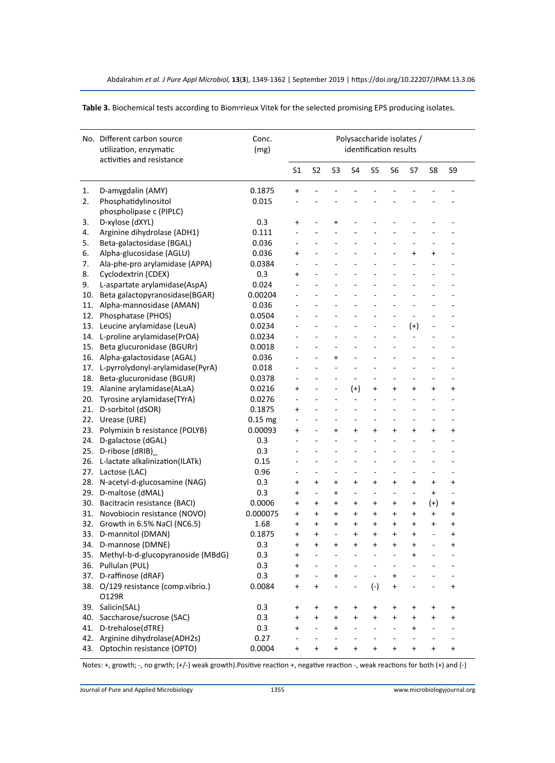**Table 3.** Biochemical tests according to Biomיrieux Vitek for the selected promising EPS producing isolates.

| No. | Different carbon source utilization, enzymatic activities and resistance | Conc. (mg) | Polysaccharide isolates / identification results | | | | | | | | |
|---|---|---|---|---|---|---|---|---|---|---|---|
| | | | S1 | S2 | S3 | S4 | S5 | S6 | S7 | S8 | S9 |
| 1. | D-amygdalin (AMY) | 0.1875 | + | - | - | - | - | - | - | - | - |
| 2. | Phosphatidylinositol phospholipase c (PIPLC) | 0.015 | - | - | - | - | - | - | - | - | - |
| 3. | D-xylose (dXYL) | 0.3 | + | - | + | - | - | - | - | - | - |
| 4. | Arginine dihydrolase (ADH1) | 0.111 | - | - | - | - | - | - | - | - | - |
| 5. | Beta-galactosidase (BGAL) | 0.036 | - | - | - | - | - | - | - | - | - |
| 6. | Alpha-glucosidase (AGLU) | 0.036 | + | - | - | - | - | - | + | + | - |
| 7. | Ala-phe-pro arylamidase (APPA) | 0.0384 | - | - | - | - | - | - | - | - | - |
| 8. | Cyclodextrin (CDEX) | 0.3 | + | - | - | - | - | - | - | - | - |
| 9. | L-aspartate arylamidase(AspA) | 0.024 | - | - | - | - | - | - | - | - | - |
| 10. | Beta galactopyranosidase(BGAR) | 0.00204 | - | - | - | - | - | - | - | - | - |
| 11. | Alpha-mannosidase (AMAN) | 0.036 | - | - | - | - | - | - | - | - | - |
| 12. | Phosphatase (PHOS) | 0.0504 | - | - | - | - | - | - | - | - | - |
| 13. | Leucine arylamidase (LeuA) | 0.0234 | - | - | - | - | - | - | (+) | - | - |
| 14. | L-proline arylamidase(PrOA) | 0.0234 | - | - | - | - | - | - | - | - | - |
| 15. | Beta glucuronidase (BGURr) | 0.0018 | - | - | - | - | - | - | - | - | - |
| 16. | Alpha-galactosidase (AGAL) | 0.036 | - | - | + | - | - | - | - | - | - |
| 17. | L-pyrrolydonyl-arylamidase(PyrA) | 0.018 | - | - | - | - | - | - | - | - | - |
| 18. | Beta-glucuronidase (BGUR) | 0.0378 | - | - | - | - | - | - | - | - | - |
| 19. | Alanine arylamidase(ALaA) | 0.0216 | + | - | - | (+) | + | + | + | + | + |
| 20. | Tyrosine arylamidase(TYrA) | 0.0276 | - | - | - | - | - | - | - | - | - |
| 21. | D-sorbitol (dSOR) | 0.1875 | + | - | - | - | - | - | - | - | - |
| 22. | Urease (URE) | 0.15 mg | - | - | - | - | - | - | - | - | - |
| 23. | Polymixin b resistance (POLYB) | 0.00093 | + | - | + | + | + | + | + | + | + |
| 24. | D-galactose (dGAL) | 0.3 | - | - | - | - | - | - | - | - | - |
| 25. | D-ribose (dRIB)_ | 0.3 | - | - | - | - | - | - | - | - | - |
| 26. | L-lactate alkalinization(ILATk) | 0.15 | - | - | - | - | - | - | - | - | - |
| 27. | Lactose (LAC) | 0.96 | - | - | - | - | - | - | - | - | - |
| 28. | N-acetyl-d-glucosamine (NAG) | 0.3 | + | + | + | + | + | + | + | + | + |
| 29. | D-maltose (dMAL) | 0.3 | + | - | + | - | - | - | - | + | - |
| 30. | Bacitracin resistance (BACI) | 0.0006 | + | + | + | + | + | + | + | (+) | + |
| 31. | Novobiocin resistance (NOVO) | 0.000075 | + | + | + | + | + | + | + | + | + |
| 32. | Growth in 6.5% NaCl (NC6.5) | 1.68 | + | + | + | + | + | + | + | + | + |
| 33. | D-mannitol (DMAN) | 0.1875 | + | + | - | + | + | + | + | - | + |
| 34. | D-mannose (DMNE) | 0.3 | + | + | + | + | + | + | + | - | + |
| 35. | Methyl-b-d-glucopyranoside (MBdG) | 0.3 | + | - | - | - | - | - | + | - | - |
| 36. | Pullulan (PUL) | 0.3 | + | - | - | - | - | - | - | - | - |
| 37. | D-raffinose (dRAF) | 0.3 | + | - | + | - | - | + | - | - | - |
| 38. | O/129 resistance (comp.vibrio.) O129R | 0.0084 | + | + | - | - | (-) | + | - | - | + |
| 39. | Salicin(SAL) | 0.3 | + | + | + | + | + | + | + | + | + |
| 40. | Saccharose/sucrose (SAC) | 0.3 | + | + | + | + | + | + | + | + | + |
| 41. | D-trehalose(dTRE) | 0.3 | + | - | + | - | - | - | + | - | - |
| 42. | Arginine dihydrolase(ADH2s) | 0.27 | - | - | - | - | - | - | - | - | - |
| 43. | Optochin resistance (OPTO) | 0.0004 | + | + | + | + | + | + | + | + | + |

Notes: +, growth; -, no grwth; (+/-) weak growth).Positive reaction +, negative reaction -, weak reactions for both (+) and (-)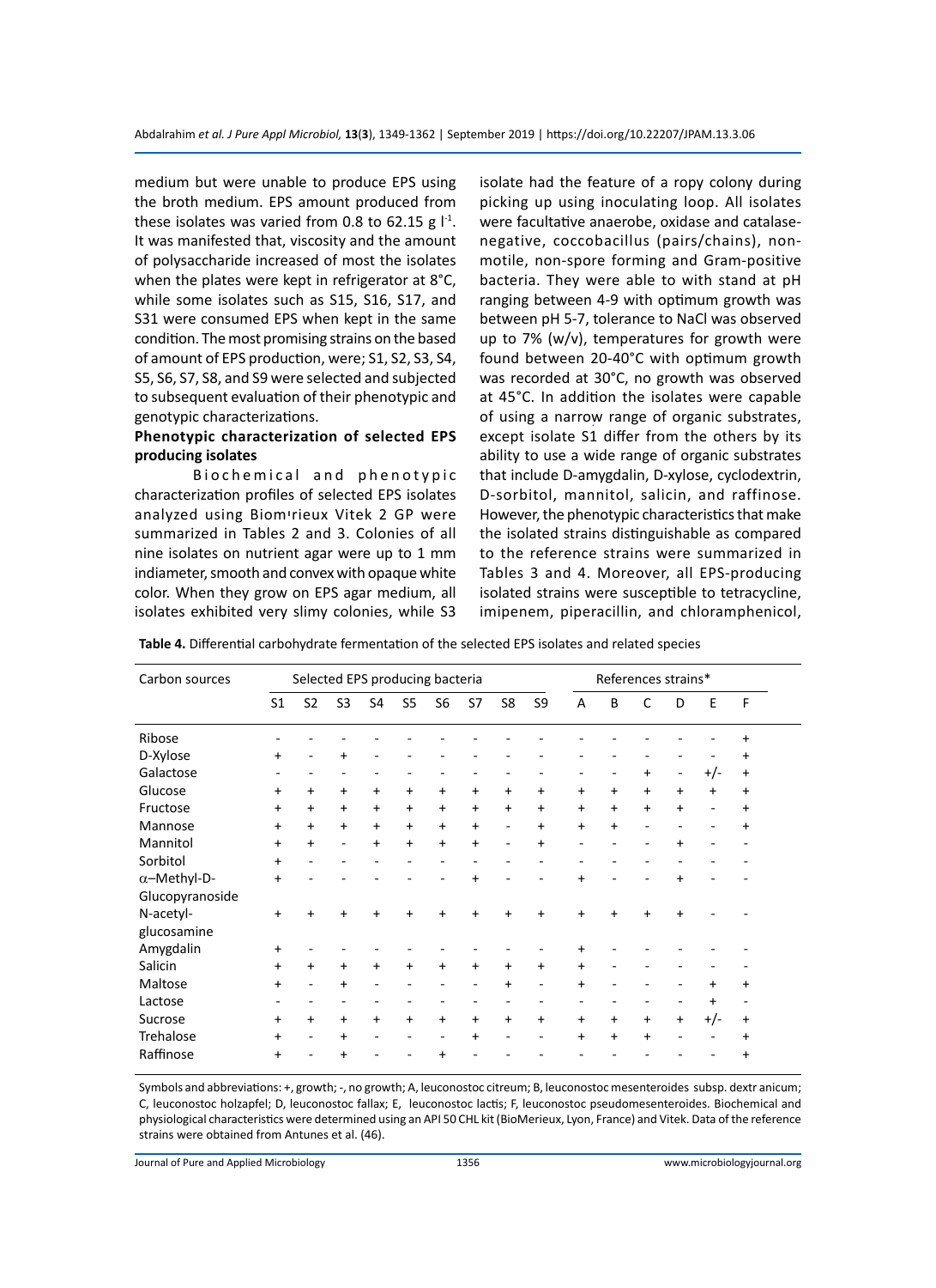medium but were unable to produce EPS using the broth medium. EPS amount produced from these isolates was varied from 0.8 to 62.15 g $l^{-1}$. It was manifested that, viscosity and the amount of polysaccharide increased of most the isolates when the plates were kept in refrigerator at 8°C, while some isolates such as S15, S16, S17, and S31 were consumed EPS when kept in the same condition. The most promising strains on the based of amount of EPS production, were; S1, S2, S3, S4, S5, S6, S7, S8, and S9 were selected and subjected to subsequent evaluation of their phenotypic and genotypic characterizations.

**Phenotypic characterization of selected EPS producing isolates**

Biochemical and phenotypic characterization profiles of selected EPS isolates analyzed using Biomׅrieux Vitek 2 GP were summarized in Tables 2 and 3. Colonies of all nine isolates on nutrient agar were up to 1 mm indiameter, smooth and convex with opaque white color. When they grow on EPS agar medium, all isolates exhibited very slimy colonies, while S3 isolate had the feature of a ropy colony during picking up using inoculating loop. All isolates were facultative anaerobe, oxidase and catalase-negative, coccobacillus (pairs/chains), non-motile, non-spore forming and Gram-positive bacteria. They were able to with stand at pH ranging between 4-9 with optimum growth was between pH 5-7, tolerance to NaCl was observed up to 7% (w/v), temperatures for growth were found between 20-40°C with optimum growth was recorded at 30°C, no growth was observed at 45°C. In addition the isolates were capable of using a narrow range of organic substrates, except isolate S1 differ from the others by its ability to use a wide range of organic substrates that include D-amygdalin, D-xylose, cyclodextrin, D-sorbitol, mannitol, salicin, and raffinose. However, the phenotypic characteristics that make the isolated strains distinguishable as compared to the reference strains were summarized in Tables 3 and 4. Moreover, all EPS-producing isolated strains were susceptible to tetracycline, imipenem, piperacillin, and chloramphenicol,

**Table 4.** Differential carbohydrate fermentation of the selected EPS isolates and related species

| Carbon sources | Selected EPS producing bacteria | | | | | | | | | References strains* | | | | | |
|---|---|---|---|---|---|---|---|---|---|---|---|---|---|---|---|
| | S1 | S2 | S3 | S4 | S5 | S6 | S7 | S8 | S9 | A | B | C | D | E | F |
| Ribose | - | - | - | - | - | - | - | - | - | - | - | - | - | - | + |
| D-Xylose | + | - | + | - | - | - | - | - | - | - | - | - | - | - | + |
| Galactose | - | - | - | - | - | - | - | - | - | - | - | + | - | +/- | + |
| Glucose | + | + | + | + | + | + | + | + | + | + | + | + | + | + | + |
| Fructose | + | + | + | + | + | + | + | + | + | + | + | + | + | - | + |
| Mannose | + | + | + | + | + | + | + | - | + | + | + | - | - | - | + |
| Mannitol | + | + | - | + | + | + | + | - | + | - | - | - | + | - | - |
| Sorbitol | + | - | - | - | - | - | - | - | - | - | - | - | - | - | - |
| α–Methyl-D-Glucopyranoside | + | - | - | - | - | - | + | - | - | + | - | - | + | - | - |
| N-acetyl-glucosamine | + | + | + | + | + | + | + | + | + | + | + | + | + | - | - |
| Amygdalin | + | - | - | - | - | - | - | - | - | + | - | - | - | - | - |
| Salicin | + | + | + | + | + | + | + | + | + | + | - | - | - | - | - |
| Maltose | + | - | + | - | - | - | - | + | - | + | - | - | - | + | + |
| Lactose | - | - | - | - | - | - | - | - | - | - | - | - | - | + | - |
| Sucrose | + | + | + | + | + | + | + | + | + | + | + | + | + | +/- | + |
| Trehalose | + | - | + | - | - | - | + | - | - | + | + | + | - | - | + |
| Raffinose | + | - | + | - | - | + | - | - | - | - | - | - | - | - | + |

Symbols and abbreviations: +, growth; -, no growth; A, leuconostoc citreum; B, leuconostoc mesenteroides subsp. dextr anicum; C, leuconostoc holzapfel; D, leuconostoc fallax; E, leuconostoc lactis; F, leuconostoc pseudomesenteroides. Biochemical and physiological characteristics were determined using an API 50 CHL kit (BioMerieux, Lyon, France) and Vitek. Data of the reference strains were obtained from Antunes et al. (46).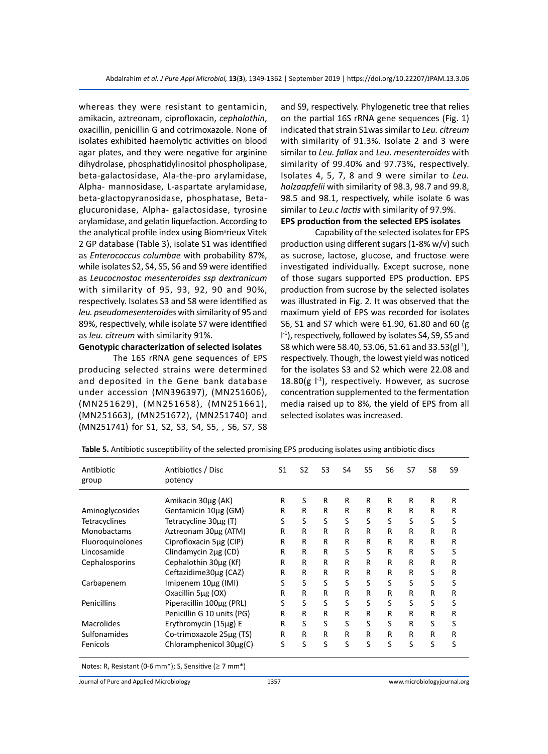whereas they were resistant to gentamicin, amikacin, aztreonam, ciprofloxacin, *cephalothin*, oxacillin, penicillin G and cotrimoxazole. None of isolates exhibited haemolytic activities on blood agar plates, and they were negative for arginine dihydrolase, phosphatidylinositol phospholipase, beta-galactosidase, Ala-the-pro arylamidase, Alpha- mannosidase, L-aspartate arylamidase, beta-glactopyranosidase, phosphatase, Beta-glucuronidase, Alpha- galactosidase, tyrosine arylamidase, and gelatin liquefaction. According to the analytical profile index using Biomׅrieux Vitek 2 GP database (Table 3), isolate S1 was identified as *Enterococcus columbae* with probability 87%, while isolates S2, S4, S5, S6 and S9 were identified as *Leucocnostoc mesenteroides ssp dextranicum* with similarity of 95, 93, 92, 90 and 90%, respectively. Isolates S3 and S8 were identified as *leu. pseudomesenteroides* with similarity of 95 and 89%, respectively, while isolate S7 were identified as *leu. citreum* with similarity 91%.

**Genotypic characterization of selected isolates**

The 16S rRNA gene sequences of EPS producing selected strains were determined and deposited in the Gene bank database under accession (MN396397), (MN251606), (MN251629), (MN251658), (MN251661), (MN251663), (MN251672), (MN251740) and (MN251741) for S1, S2, S3, S4, S5, , S6, S7, S8 and S9, respectively. Phylogenetic tree that relies on the partial 16S rRNA gene sequences (Fig. 1) indicated that strain S1was similar to *Leu. citreum* with similarity of 91.3%. Isolate 2 and 3 were similar to *Leu. fallax* and *Leu. mesenteroides* with similarity of 99.40% and 97.73%, respectively. Isolates 4, 5, 7, 8 and 9 were similar to *Leu. holzaapfelii* with similarity of 98.3, 98.7 and 99.8, 98.5 and 98.1, respectively, while isolate 6 was similar to *Leu.c lactis* with similarity of 97.9%.

**EPS production from the selected EPS isolates**

Capability of the selected isolates for EPS production using different sugars (1-8% w/v) such as sucrose, lactose, glucose, and fructose were investigated individually. Except sucrose, none of those sugars supported EPS production. EPS production from sucrose by the selected isolates was illustrated in Fig. 2. It was observed that the maximum yield of EPS was recorded for isolates S6, S1 and S7 which were 61.90, 61.80 and 60 (g $l^{-1}$), respectively, followed by isolates S4, S9, S5 and S8 which were 58.40, 53.06, 51.61 and 33.53($gl^{-1}$), respectively. Though, the lowest yield was noticed for the isolates S3 and S2 which were 22.08 and 18.80(g $l^{-1}$), respectively. However, as sucrose concentration supplemented to the fermentation media raised up to 8%, the yield of EPS from all selected isolates was increased.

**Table 5.** Antibiotic susceptibility of the selected promising EPS producing isolates using antibiotic discs

| Antibiotic group | Antibiotics / Disc potency | S1 | S2 | S3 | S4 | S5 | S6 | S7 | S8 | S9 |
|---|---|---|---|---|---|---|---|---|---|---|
| | Amikacin 30µg (AK) | R | S | R | R | R | R | R | R | R |
| Aminoglycosides | Gentamicin 10µg (GM) | R | R | R | R | R | R | R | R | R |
| Tetracyclines | Tetracycline 30µg (T) | S | S | S | S | S | S | S | S | S |
| Monobactams | Aztreonam 30µg (ATM) | R | R | R | R | R | R | R | R | R |
| Fluoroquinolones | Ciprofloxacin 5µg (CIP) | R | R | R | R | R | R | R | R | R |
| Lincosamide | Clindamycin 2µg (CD) | R | R | R | S | S | R | R | S | S |
| Cephalosporins | Cephalothin 30µg (Kf) | R | R | R | R | R | R | R | R | R |
| | Ceftazidime30µg (CAZ) | R | R | R | R | R | R | R | S | R |
| Carbapenem | Imipenem 10µg (IMI) | S | S | S | S | S | S | S | S | S |
| | Oxacillin 5µg (OX) | R | R | R | R | R | R | R | R | R |
| Penicillins | Piperacillin 100µg (PRL) | S | S | S | S | S | S | S | S | S |
| | Penicillin G 10 units (PG) | R | R | R | R | R | R | R | R | R |
| Macrolides | Erythromycin (15µg) E | R | S | S | S | S | S | R | S | S |
| Sulfonamides | Co-trimoxazole 25µg (TS) | R | R | R | R | R | R | R | R | R |
| Fenicols | Chloramphenicol 30µg(C) | S | S | S | S | S | S | S | S | S |

Notes: R, Resistant (0-6 mm*); S, Sensitive (≥ 7 mm*)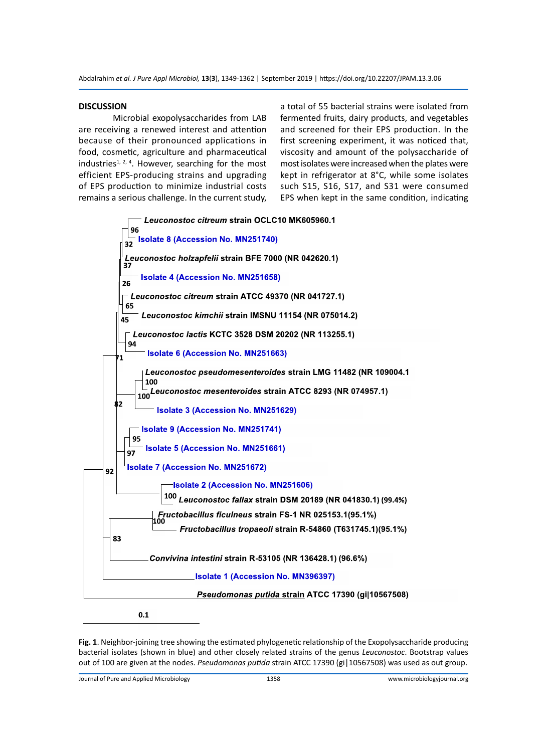## DISCUSSION

Microbial exopolysaccharides from LAB are receiving a renewed interest and attention because of their pronounced applications in food, cosmetic, agriculture and pharmaceutical industries[1, 2, 4]. However, searching for the most efficient EPS-producing strains and upgrading of EPS production to minimize industrial costs remains a serious challenge. In the current study, a total of 55 bacterial strains were isolated from fermented fruits, dairy products, and vegetables and screened for their EPS production. In the first screening experiment, it was noticed that, viscosity and amount of the polysaccharide of most isolates were increased when the plates were kept in refrigerator at 8°C, while some isolates such S15, S16, S17, and S31 were consumed EPS when kept in the same condition, indicating

**Fig. 1**. Neighbor-joining tree showing the estimated phylogenetic relationship of the Exopolysaccharide producing bacterial isolates (shown in blue) and other closely related strains of the genus *Leuconostoc*. Bootstrap values out of 100 are given at the nodes. *Pseudomonas putida* strain ATCC 17390 (gi|10567508) was used as out group.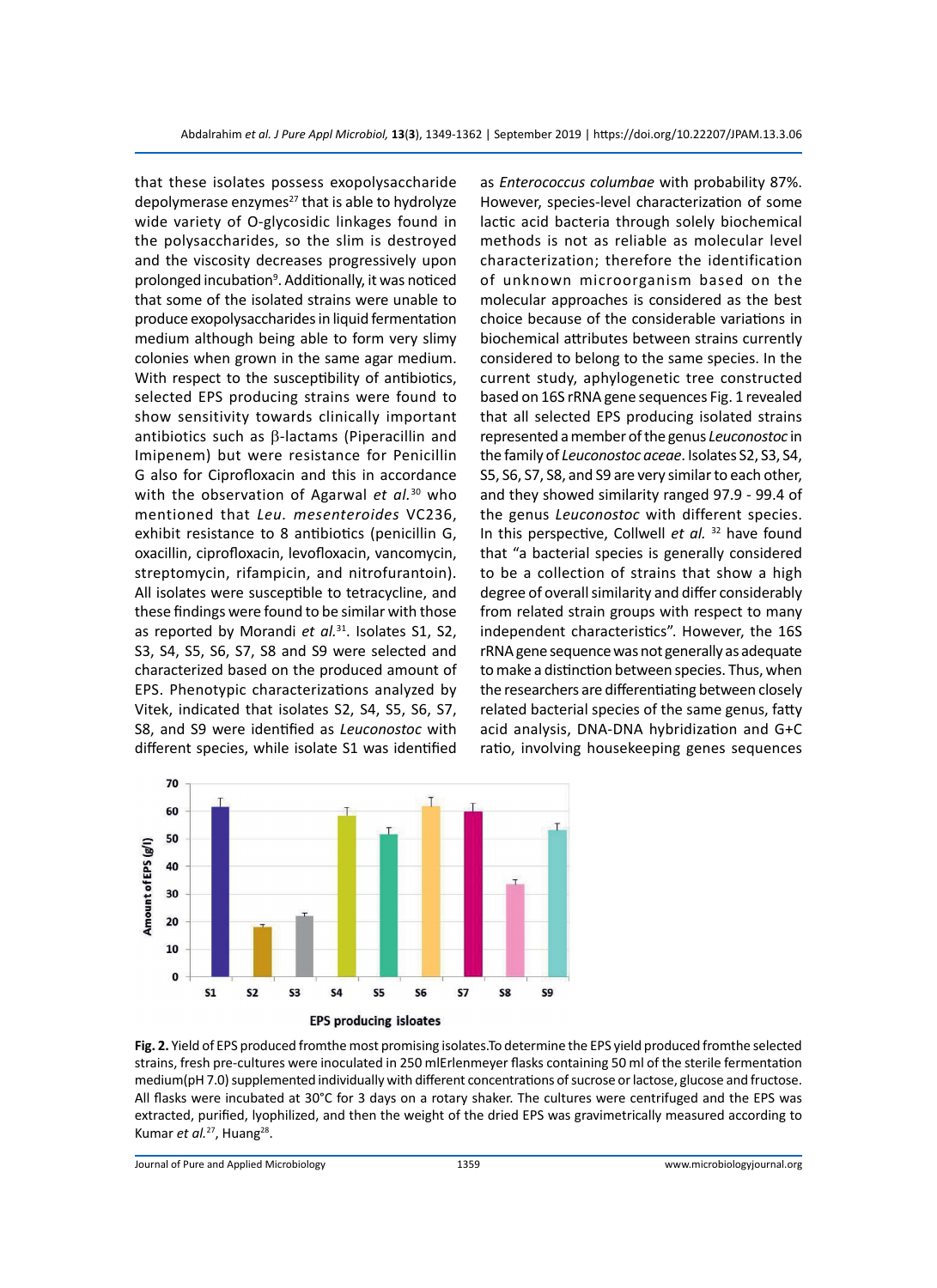that these isolates possess exopolysaccharide depolymerase enzymes[27] that is able to hydrolyze wide variety of O-glycosidic linkages found in the polysaccharides, so the slim is destroyed and the viscosity decreases progressively upon prolonged incubation[9]. Additionally, it was noticed that some of the isolated strains were unable to produce exopolysaccharides in liquid fermentation medium although being able to form very slimy colonies when grown in the same agar medium. With respect to the susceptibility of antibiotics, selected EPS producing strains were found to show sensitivity towards clinically important antibiotics such as β-lactams (Piperacillin and Imipenem) but were resistance for Penicillin G also for Ciprofloxacin and this in accordance with the observation of Agarwal *et al.*[30] who mentioned that *Leu. mesenteroides* VC236, exhibit resistance to 8 antibiotics (penicillin G, oxacillin, ciprofloxacin, levofloxacin, vancomycin, streptomycin, rifampicin, and nitrofurantoin). All isolates were susceptible to tetracycline, and these findings were found to be similar with those as reported by Morandi *et al.*[31]. Isolates S1, S2, S3, S4, S5, S6, S7, S8 and S9 were selected and characterized based on the produced amount of EPS. Phenotypic characterizations analyzed by Vitek, indicated that isolates S2, S4, S5, S6, S7, S8, and S9 were identified as *Leuconostoc* with different species, while isolate S1 was identified as *Enterococcus columbae* with probability 87%. However, species-level characterization of some lactic acid bacteria through solely biochemical methods is not as reliable as molecular level characterization; therefore the identification of unknown microorganism based on the molecular approaches is considered as the best choice because of the considerable variations in biochemical attributes between strains currently considered to belong to the same species. In the current study, aphylogenetic tree constructed based on 16S rRNA gene sequences Fig. 1 revealed that all selected EPS producing isolated strains represented a member of the genus *Leuconostoc* in the family of *Leuconostoc aceae*. Isolates S2, S3, S4, S5, S6, S7, S8, and S9 are very similar to each other, and they showed similarity ranged 97.9 - 99.4 of the genus *Leuconostoc* with different species. In this perspective, Collwell *et al.* [32] have found that "a bacterial species is generally considered to be a collection of strains that show a high degree of overall similarity and differ considerably from related strain groups with respect to many independent characteristics". However, the 16S rRNA gene sequence was not generally as adequate to make a distinction between species. Thus, when the researchers are differentiating between closely related bacterial species of the same genus, fatty acid analysis, DNA-DNA hybridization and G+C ratio, involving housekeeping genes sequences

**Fig. 2.** Yield of EPS produced fromthe most promising isolates.To determine the EPS yield produced fromthe selected strains, fresh pre-cultures were inoculated in 250 mlErlenmeyer flasks containing 50 ml of the sterile fermentation medium(pH 7.0) supplemented individually with different concentrations of sucrose or lactose, glucose and fructose. All flasks were incubated at 30°C for 3 days on a rotary shaker. The cultures were centrifuged and the EPS was extracted, purified, lyophilized, and then the weight of the dried EPS was gravimetrically measured according to Kumar *et al.*[27], Huang[28].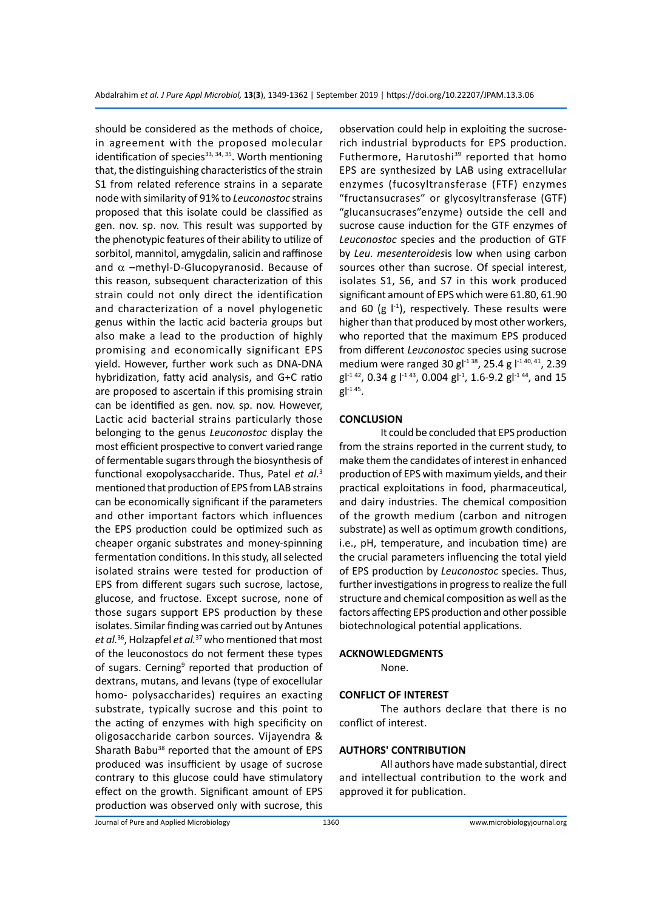should be considered as the methods of choice, in agreement with the proposed molecular identification of species[33, 34, 35]. Worth mentioning that, the distinguishing characteristics of the strain S1 from related reference strains in a separate node with similarity of 91% to *Leuconostoc* strains proposed that this isolate could be classified as gen. nov. sp. nov. This result was supported by the phenotypic features of their ability to utilize of sorbitol, mannitol, amygdalin, salicin and raffinose and $\alpha$ –methyl-D-Glucopyranosid. Because of this reason, subsequent characterization of this strain could not only direct the identification and characterization of a novel phylogenetic genus within the lactic acid bacteria groups but also make a lead to the production of highly promising and economically significant EPS yield. However, further work such as DNA-DNA hybridization, fatty acid analysis, and G+C ratio are proposed to ascertain if this promising strain can be identified as gen. nov. sp. nov. However, Lactic acid bacterial strains particularly those belonging to the genus *Leuconostoc* display the most efficient prospective to convert varied range of fermentable sugars through the biosynthesis of functional exopolysaccharide. Thus, Patel *et al.*[3] mentioned that production of EPS from LAB strains can be economically significant if the parameters and other important factors which influences the EPS production could be optimized such as cheaper organic substrates and money-spinning fermentation conditions. In this study, all selected isolated strains were tested for production of EPS from different sugars such sucrose, lactose, glucose, and fructose. Except sucrose, none of those sugars support EPS production by these isolates. Similar finding was carried out by Antunes *et al.*[36], Holzapfel *et al.*[37] who mentioned that most of the leuconostocs do not ferment these types of sugars. Cerning[9] reported that production of dextrans, mutans, and levans (type of exocellular homo- polysaccharides) requires an exacting substrate, typically sucrose and this point to the acting of enzymes with high specificity on oligosaccharide carbon sources. Vijayendra & Sharath Babu[38] reported that the amount of EPS produced was insufficient by usage of sucrose contrary to this glucose could have stimulatory effect on the growth. Significant amount of EPS production was observed only with sucrose, this observation could help in exploiting the sucrose-rich industrial byproducts for EPS production. Futhermore, Harutoshi[39] reported that homo EPS are synthesized by LAB using extracellular enzymes (fucosyltransferase (FTF) enzymes "fructansucrases" or glycosyltransferase (GTF) "glucansucrases"enzyme) outside the cell and sucrose cause induction for the GTF enzymes of *Leuconostoc* species and the production of GTF by *Leu. mesenteroides*is low when using carbon sources other than sucrose. Of special interest, isolates S1, S6, and S7 in this work produced significant amount of EPS which were 61.80, 61.90 and 60 (g $l^{-1}$), respectively. These results were higher than that produced by most other workers, who reported that the maximum EPS produced from different *Leuconostoc* species using sucrose medium were ranged 30 $gl^{-1}$ [38], 25.4 g $l^{-1}$ [40, 41], 2.39 $gl^{-1}$ [42], 0.34 g $l^{-1}$ [43], 0.004 $gl^{-1}$, 1.6-9.2 $gl^{-1}$ [44], and 15 $gl^{-1}$ [45].

## CONCLUSION

It could be concluded that EPS production from the strains reported in the current study, to make them the candidates of interest in enhanced production of EPS with maximum yields, and their practical exploitations in food, pharmaceutical, and dairy industries. The chemical composition of the growth medium (carbon and nitrogen substrate) as well as optimum growth conditions, i.e., pH, temperature, and incubation time) are the crucial parameters influencing the total yield of EPS production by *Leuconostoc* species. Thus, further investigations in progress to realize the full structure and chemical composition as well as the factors affecting EPS production and other possible biotechnological potential applications.

## ACKNOWLEDGMENTS

None.

## CONFLICT OF INTEREST

The authors declare that there is no conflict of interest.

## AUTHORS' CONTRIBUTION

All authors have made substantial, direct and intellectual contribution to the work and approved it for publication.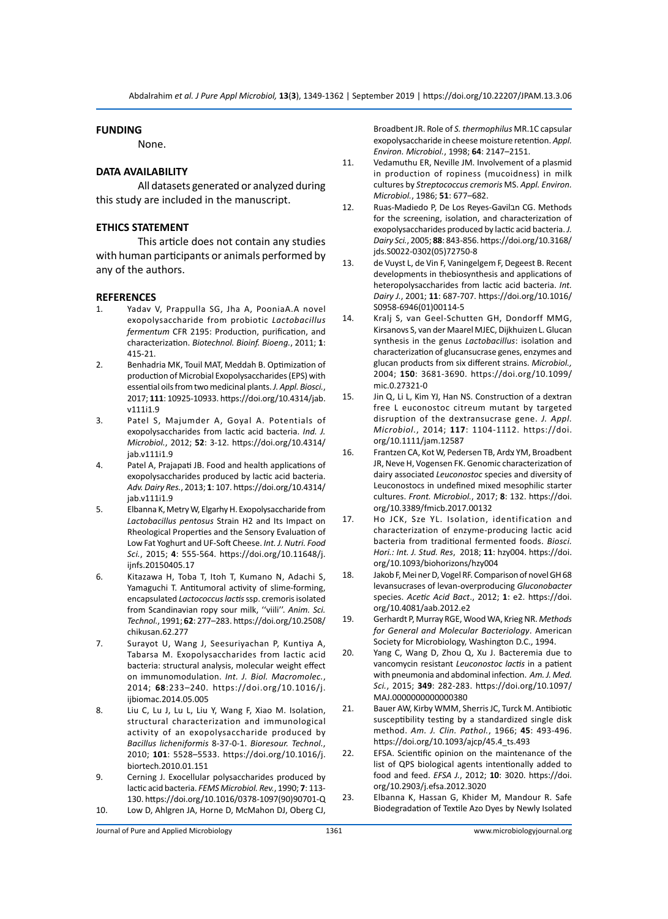## FUNDING

None.

## DATA AVAILABILITY

All datasets generated or analyzed during this study are included in the manuscript.

## ETHICS STATEMENT

This article does not contain any studies with human participants or animals performed by any of the authors.

## REFERENCES

1. Yadav V, Prappulla SG, Jha A, PooniaA.A novel exopolysaccharide from probiotic *Lactobacillus fermentum* CFR 2195: Production, purification, and characterization. *Biotechnol. Bioinf. Bioeng.*, 2011; **1**: 415-21.
2. Benhadria MK, Touil MAT, Meddah B. Optimization of production of Microbial Exopolysaccharides (EPS) with essential oils from two medicinal plants. *J. Appl. Biosci.*, 2017; **111**: 10925-10933. https://doi.org/10.4314/jab.v111i1.9
3. Patel S, Majumder A, Goyal A. Potentials of exopolysaccharides from lactic acid bacteria. *Ind. J. Microbiol.*, 2012; **52**: 3-12. https://doi.org/10.4314/jab.v111i1.9
4. Patel A, Prajapati JB. Food and health applications of exopolysaccharides produced by lactic acid bacteria. *Adv. Dairy Res.*, 2013; **1**: 107. https://doi.org/10.4314/jab.v111i1.9
5. Elbanna K, Metry W, Elgarhy H. Exopolysaccharide from *Lactobacillus pentosus* Strain H2 and Its Impact on Rheological Properties and the Sensory Evaluation of Low Fat Yoghurt and UF-Soft Cheese. *Int. J. Nutri. Food Sci.*, 2015; **4**: 555-564. https://doi.org/10.11648/j.ijnfs.20150405.17
6. Kitazawa H, Toba T, Itoh T, Kumano N, Adachi S, Yamaguchi T. Antitumoral activity of slime-forming, encapsulated *Lactococcus lactis* ssp. cremoris isolated from Scandinavian ropy sour milk, ''viili''. *Anim. Sci. Technol.*, 1991; **62**: 277–283. https://doi.org/10.2508/chikusan.62.277
7. Surayot U, Wang J, Seesuriyachan P, Kuntiya A, Tabarsa M. Exopolysaccharides from lactic acid bacteria: structural analysis, molecular weight effect on immunomodulation. *Int. J. Biol. Macromolec.*, 2014; **68**:233–240. https://doi.org/10.1016/j.ijbiomac.2014.05.005
8. Liu C, Lu J, Lu L, Liu Y, Wang F, Xiao M. Isolation, structural characterization and immunological activity of an exopolysaccharide produced by *Bacillus licheniformis* 8-37-0-1. *Bioresour. Technol.*, 2010; **101**: 5528–5533. https://doi.org/10.1016/j.biortech.2010.01.151
9. Cerning J. Exocellular polysaccharides produced by lactic acid bacteria. *FEMS Microbiol. Rev.*, 1990; **7**: 113-130. https://doi.org/10.1016/0378-1097(90)90701-Q
10. Low D, Ahlgren JA, Horne D, McMahon DJ, Oberg CJ, Broadbent JR. Role of *S. thermophilus* MR.1C capsular exopolysaccharide in cheese moisture retention. *Appl. Environ. Microbiol.*, 1998; **64**: 2147–2151.
11. Vedamuthu ER, Neville JM. Involvement of a plasmid in production of ropiness (mucoidness) in milk cultures by *Streptococcus cremoris* MS. *Appl. Environ. Microbiol.*, 1986; **51**: 677–682.
12. Ruas-Madiedo P, De Los Reyes-Gavilבn CG. Methods for the screening, isolation, and characterization of exopolysaccharides produced by lactic acid bacteria. *J. Dairy Sci.*, 2005; **88**: 843-856. https://doi.org/10.3168/jds.S0022-0302(05)72750-8
13. de Vuyst L, de Vin F, Vaningelgem F, Degeest B. Recent developments in thebiosynthesis and applications of heteropolysaccharides from lactic acid bacteria. *Int. Dairy J.*, 2001; **11**: 687-707. https://doi.org/10.1016/S0958-6946(01)00114-5
14. Kralj S, van Geel-Schutten GH, Dondorff MMG, Kirsanovs S, van der Maarel MJEC, Dijkhuizen L. Glucan synthesis in the genus *Lactobacillus*: isolation and characterization of glucansucrase genes, enzymes and glucan products from six different strains. *Microbiol.,* 2004; **150**: 3681-3690. https://doi.org/10.1099/mic.0.27321-0
15. Jin Q, Li L, Kim YJ, Han NS. Construction of a dextran free L euconostoc citreum mutant by targeted disruption of the dextransucrase gene. *J. Appl. Microbiol.*, 2014; **117**: 1104-1112. https://doi.org/10.1111/jam.12587
16. Frantzen CA, Kot W, Pedersen TB, Ardצ YM, Broadbent JR, Neve H, Vogensen FK. Genomic characterization of dairy associated *Leuconostoc* species and diversity of Leuconostocs in undefined mixed mesophilic starter cultures. *Front. Microbiol.*, 2017; **8**: 132. https://doi.org/10.3389/fmicb.2017.00132
17. Ho JCK, Sze YL. Isolation, identification and characterization of enzyme-producing lactic acid bacteria from traditional fermented foods. *Biosci. Hori.: Int. J. Stud. Res*, 2018; **11**: hzy004. https://doi.org/10.1093/biohorizons/hzy004
18. Jakob F, Mei ner D, Vogel RF. Comparison of novel GH 68 levansucrases of levan-overproducing *Gluconobacter* species. *Acetic Acid Bact.*, 2012; **1**: e2. https://doi.org/10.4081/aab.2012.e2
19. Gerhardt P, Murray RGE, Wood WA, Krieg NR. *Methods for General and Molecular Bacteriology*. American Society for Microbiology, Washington D.C., 1994.
20. Yang C, Wang D, Zhou Q, Xu J. Bacteremia due to vancomycin resistant *Leuconostoc lactis* in a patient with pneumonia and abdominal infection. *Am. J. Med. Sci.*, 2015; **349**: 282-283. https://doi.org/10.1097/MAJ.0000000000000380
21. Bauer AW, Kirby WMM, Sherris JC, Turck M. Antibiotic susceptibility testing by a standardized single disk method. *Am. J. Clin. Pathol.*, 1966; **45**: 493-496. https://doi.org/10.1093/ajcp/45.4_ts.493
22. EFSA. Scientific opinion on the maintenance of the list of QPS biological agents intentionally added to food and feed. *EFSA J.*, 2012; **10**: 3020. https://doi.org/10.2903/j.efsa.2012.3020
23. Elbanna K, Hassan G, Khider M, Mandour R. Safe Biodegradation of Textile Azo Dyes by Newly Isolated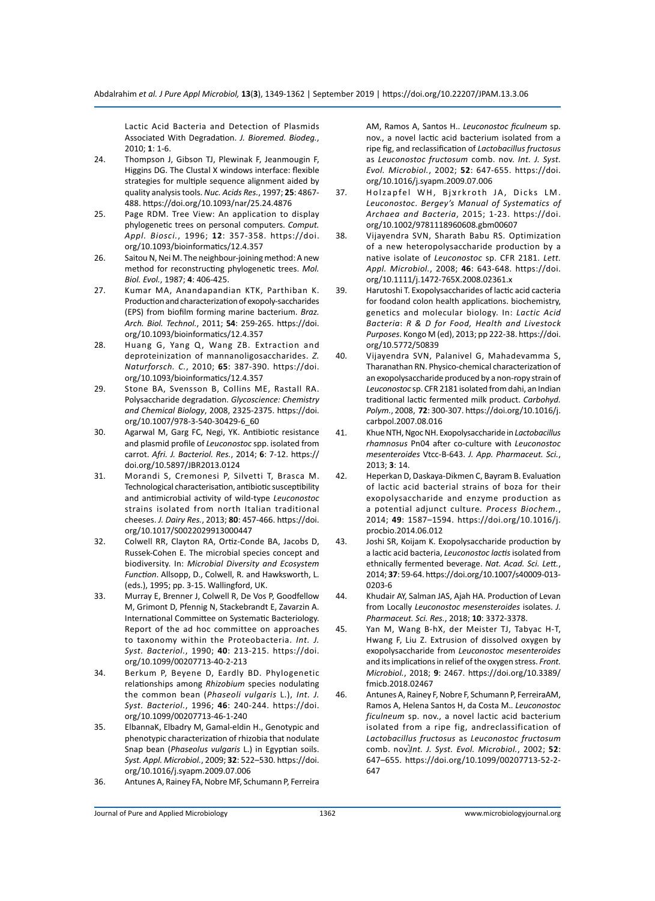Lactic Acid Bacteria and Detection of Plasmids Associated With Degradation. *J. Bioremed. Biodeg.*, 2010; **1**: 1-6.

24. Thompson J, Gibson TJ, Plewinak F, Jeanmougin F, Higgins DG. The Clustal X windows interface: flexible strategies for multiple sequence alignment aided by quality analysis tools. *Nuc. Acids Res.*, 1997; **25**: 4867-488. https://doi.org/10.1093/nar/25.24.4876
25. Page RDM. Tree View: An application to display phylogenetic trees on personal computers. *Comput. Appl. Biosci.*, 1996; **12**: 357-358. https://doi.org/10.1093/bioinformatics/12.4.357
26. Saitou N, Nei M. The neighbour-joining method: A new method for reconstructing phylogenetic trees. *Mol. Biol. Evol.*, 1987; **4**: 406-425.
27. Kumar MA, Anandapandian KTK, Parthiban K. Production and characterization of exopoly-saccharides (EPS) from biofilm forming marine bacterium. *Braz. Arch. Biol. Technol.*, 2011; **54**: 259-265. https://doi.org/10.1093/bioinformatics/12.4.357
28. Huang G, Yang Q, Wang ZB. Extraction and deproteinization of mannanoligosaccharides. *Z. Naturforsch. C.*, 2010; **65**: 387-390. https://doi.org/10.1093/bioinformatics/12.4.357
29. Stone BA, Svensson B, Collins ME, Rastall RA. Polysaccharide degradation. *Glycoscience: Chemistry and Chemical Biology*, 2008, 2325-2375. https://doi.org/10.1007/978-3-540-30429-6_60
30. Agarwal M, Garg FC, Negi, YK. Antibiotic resistance and plasmid profile of *Leuconostoc* spp. isolated from carrot. *Afri. J. Bacteriol. Res.*, 2014; **6**: 7-12. https://doi.org/10.5897/JBR2013.0124
31. Morandi S, Cremonesi P, Silvetti T, Brasca M. Technological characterisation, antibiotic susceptibility and antimicrobial activity of wild-type *Leuconostoc* strains isolated from north Italian traditional cheeses. *J. Dairy Res.*, 2013; **80**: 457-466. https://doi.org/10.1017/S0022029913000447
32. Colwell RR, Clayton RA, Ortiz-Conde BA, Jacobs D, Russek-Cohen E. The microbial species concept and biodiversity. In: *Microbial Diversity and Ecosystem Function*. Allsopp, D., Colwell, R. and Hawksworth, L. (eds.), 1995; pp. 3-15. Wallingford, UK.
33. Murray E, Brenner J, Colwell R, De Vos P, Goodfellow M, Grimont D, Pfennig N, Stackebrandt E, Zavarzin A. International Committee on Systematic Bacteriology. Report of the ad hoc committee on approaches to taxonomy within the Proteobacteria. *Int. J. Syst. Bacteriol.*, 1990; **40**: 213-215. https://doi.org/10.1099/00207713-40-2-213
34. Berkum P, Beyene D, Eardly BD. Phylogenetic relationships among *Rhizobium* species nodulating the common bean (*Phaseoli vulgaris* L.), *Int. J. Syst. Bacteriol.*, 1996; **46**: 240-244. https://doi.org/10.1099/00207713-46-1-240
35. ElbannaK, Elbadry M, Gamal-eldin H., Genotypic and phenotypic characterization of rhizobia that nodulate Snap bean (*Phaseolus vulgaris* L.) in Egyptian soils. *Syst. Appl. Microbiol.*, 2009; **32**: 522–530. https://doi.org/10.1016/j.syapm.2009.07.006
36. Antunes A, Rainey FA, Nobre MF, Schumann P, Ferreira AM, Ramos A, Santos H.. *Leuconostoc ficulneum* sp. nov., a novel lactic acid bacterium isolated from a ripe fig, and reclassification of *Lactobacillus fructosus* as *Leuconostoc fructosum* comb. nov. *Int. J. Syst. Evol. Microbiol.*, 2002; **52**: 647-655. https://doi.org/10.1016/j.syapm.2009.07.006
37. Holzapfel WH, Bjצrkroth JA, Dicks LM. *Leuconostoc. Bergey's Manual of Systematics of Archaea and Bacteria*, 2015; 1-23. https://doi.org/10.1002/9781118960608.gbm00607
38. Vijayendra SVN, Sharath Babu RS. Optimization of a new heteropolysaccharide production by a native isolate of *Leuconostoc* sp. CFR 2181. *Lett. Appl. Microbiol.*, 2008; **46**: 643-648. https://doi.org/10.1111/j.1472-765X.2008.02361.x
39. Harutoshi T. Exopolysaccharides of lactic acid cacteria for foodand colon health applications. biochemistry, genetics and molecular biology. In: *Lactic Acid Bacteria*: *R & D for Food, Health and Livestock Purposes*. Kongo M (ed), 2013; pp 222-38. https://doi.org/10.5772/50839
40. Vijayendra SVN, Palanivel G, Mahadevamma S, Tharanathan RN. Physico-chemical characterization of an exopolysaccharide produced by a non-ropy strain of *Leuconostoc* sp. CFR 2181 isolated from dahi, an Indian traditional lactic fermented milk product. *Carbohyd. Polym.*, 2008, **72**: 300-307. https://doi.org/10.1016/j.carbpol.2007.08.016
41. Khue NTH, Ngoc NH. Exopolysaccharide in *Lactobacillus rhamnosus* Pn04 after co-culture with *Leuconostoc mesenteroides* Vtcc-B-643. *J. App. Pharmaceut. Sci.*, 2013; **3**: 14.
42. Heperkan D, Daskaya-Dikmen C, Bayram B. Evaluation of lactic acid bacterial strains of boza for their exopolysaccharide and enzyme production as a potential adjunct culture. *Process Biochem.*, 2014; **49**: 1587–1594. https://doi.org/10.1016/j.procbio.2014.06.012
43. Joshi SR, Koijam K. Exopolysaccharide production by a lactic acid bacteria, *Leuconostoc lactis* isolated from ethnically fermented beverage. *Nat. Acad. Sci. Lett.*, 2014; **37**: 59-64. https://doi.org/10.1007/s40009-013-0203-6
44. Khudair AY, Salman JAS, Ajah HA. Production of Levan from Locally *Leuconostoc mesensteroides* isolates. *J. Pharmaceut. Sci. Res.*, 2018; **10**: 3372-3378.
45. Yan M, Wang B-hX, der Meister TJ, Tabyac H-T, Hwang F, Liu Z. Extrusion of dissolved oxygen by exopolysaccharide from *Leuconostoc mesenteroides* and its implications in relief of the oxygen stress. *Front. Microbiol.*, 2018; **9**: 2467. https://doi.org/10.3389/fmicb.2018.02467
46. Antunes A, Rainey F, Nobre F, Schumann P, FerreiraAM, Ramos A, Helena Santos H, da Costa M.. *Leuconostoc ficulneum* sp. nov., a novel lactic acid bacterium isolated from a ripe fig, andreclassification of *Lactobacillus fructosus* as *Leuconostoc fructosum* comb. nov. *Int. J. Syst. Evol. Microbiol.*, 2002; **52**: 647–655. https://doi.org/10.1099/00207713-52-2-647